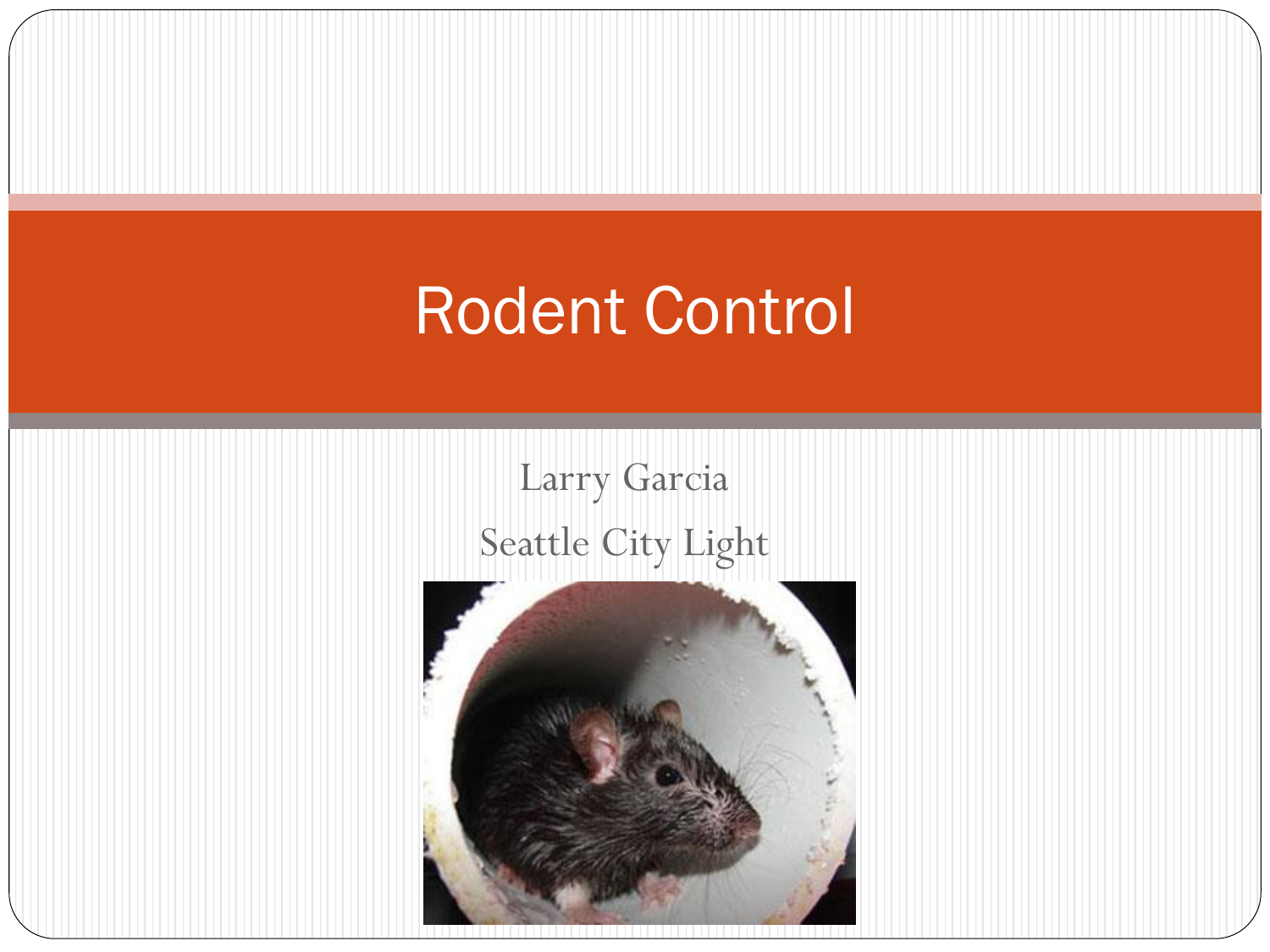# Rodent Control

Larry Garcia

Seattle City Light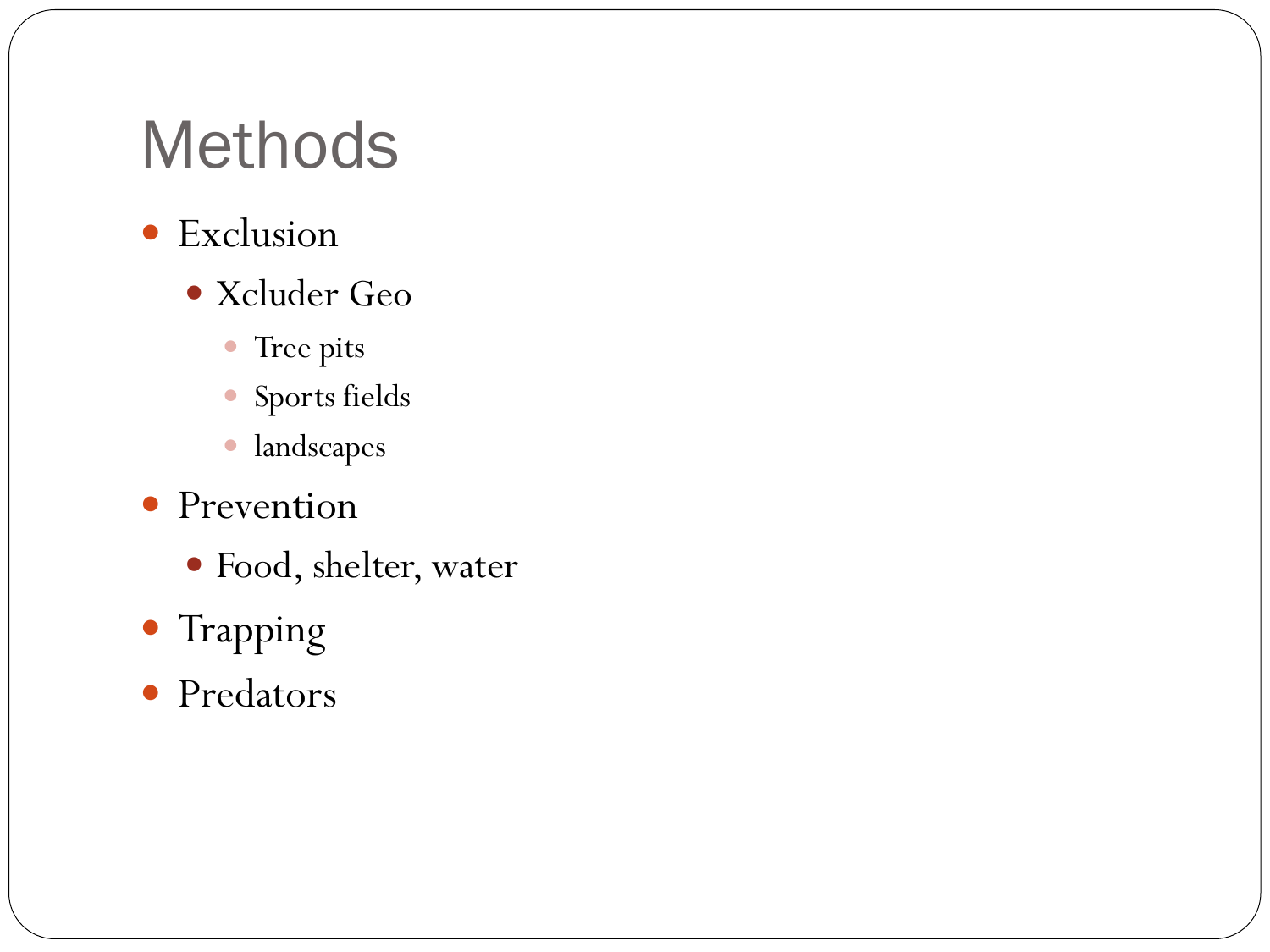# Methods

- Exclusion
  - Xcluder Geo
    - Tree pits
    - Sports fields
    - landscapes
- Prevention
  - Food, shelter, water
- Trapping
- Predators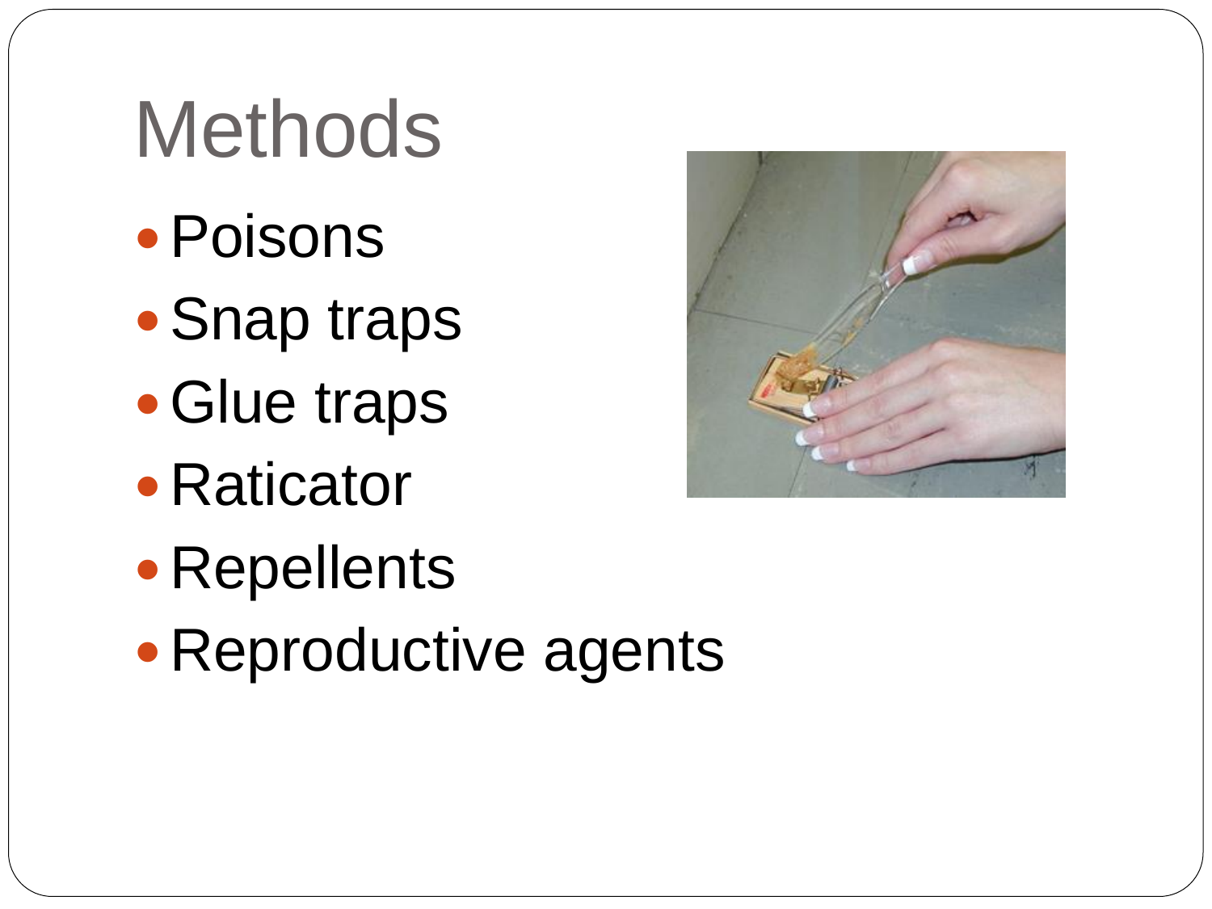# Methods

- Poisons
- Snap traps
- Glue traps
- Raticator
- Repellents
- Reproductive agents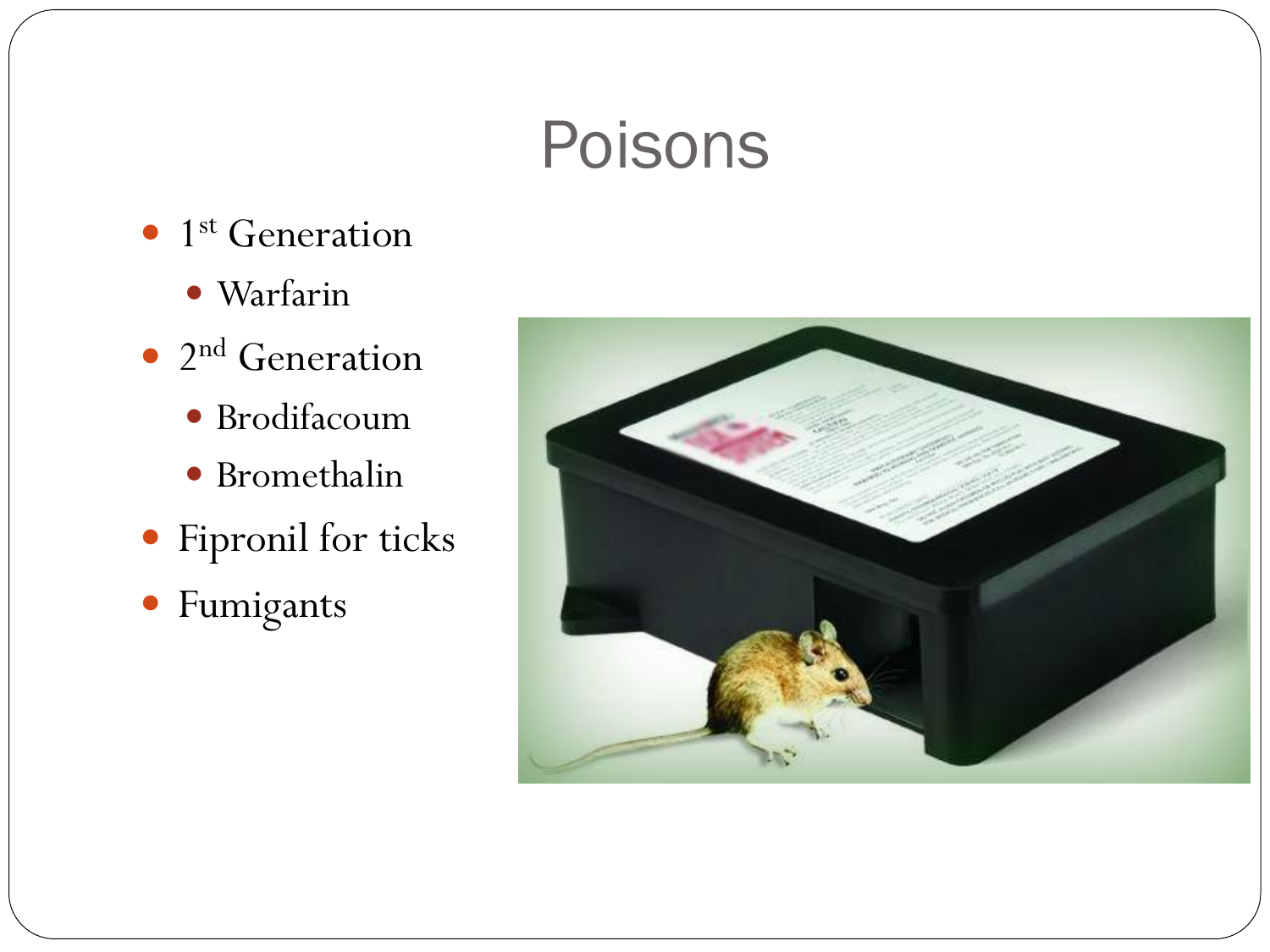# Poisons

- 1st Generation
  - Warfarin
- 2nd Generation
  - Brodifacoum
  - Bromethalin
- Fipronil for ticks
- Fumigants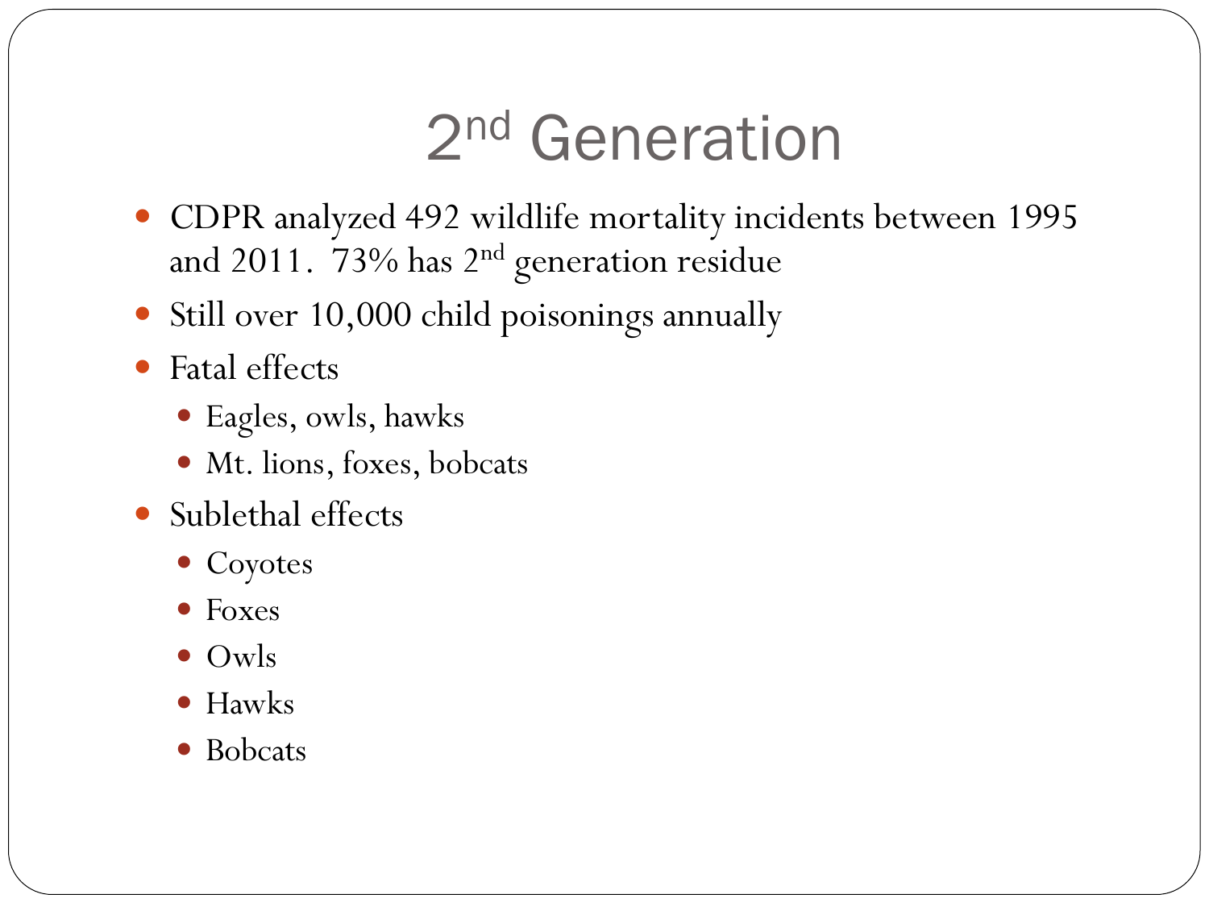# 2nd Generation

- CDPR analyzed 492 wildlife mortality incidents between 1995 and 2011. 73% has 2nd generation residue
- Still over 10,000 child poisonings annually
- Fatal effects
  - Eagles, owls, hawks
  - Mt. lions, foxes, bobcats
- Sublethal effects
  - Coyotes
  - Foxes
  - Owls
  - Hawks
  - Bobcats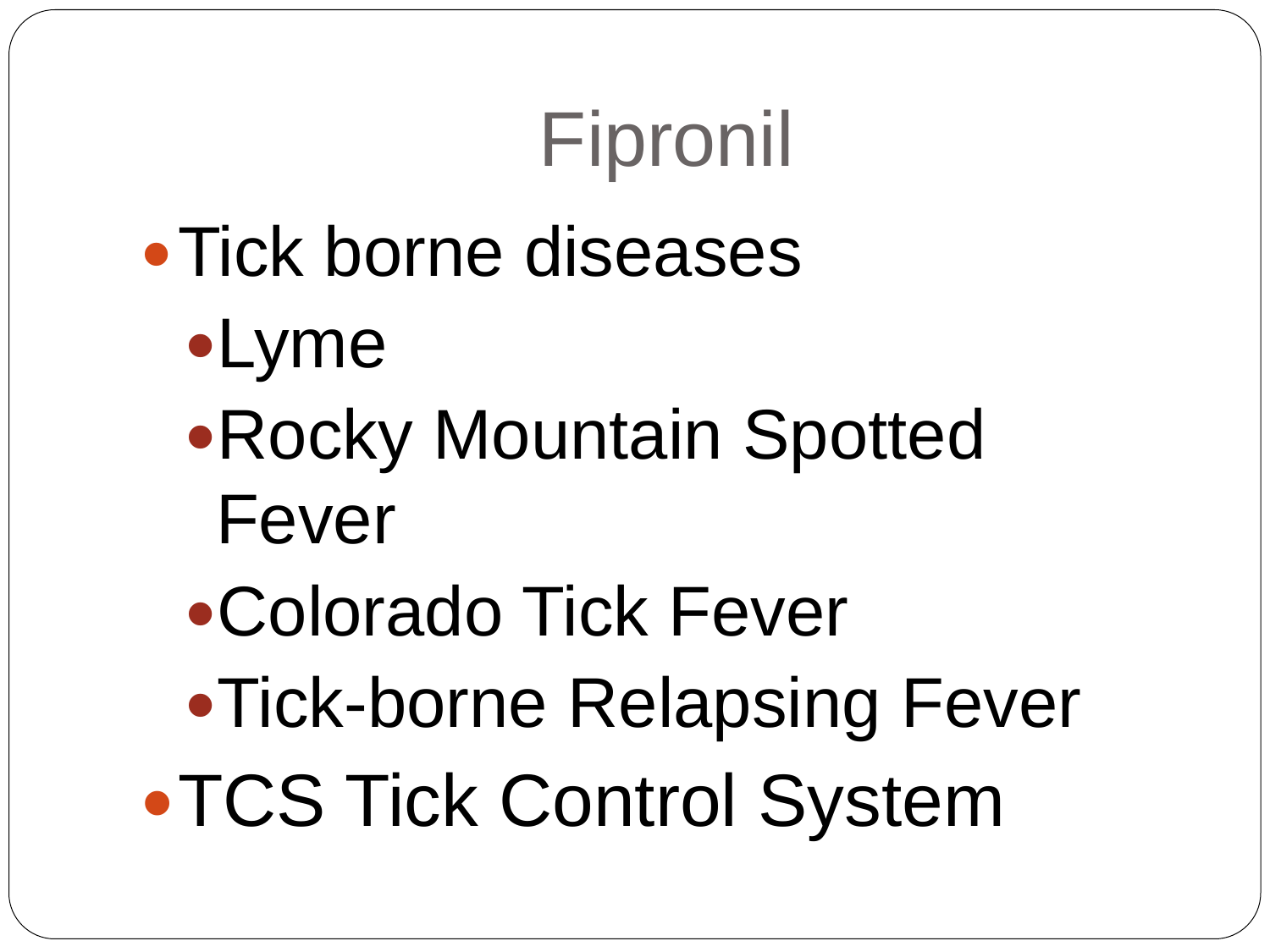# Fipronil

- Tick borne diseases
  - Lyme
  - Rocky Mountain Spotted Fever
  - Colorado Tick Fever
  - Tick-borne Relapsing Fever
- TCS Tick Control System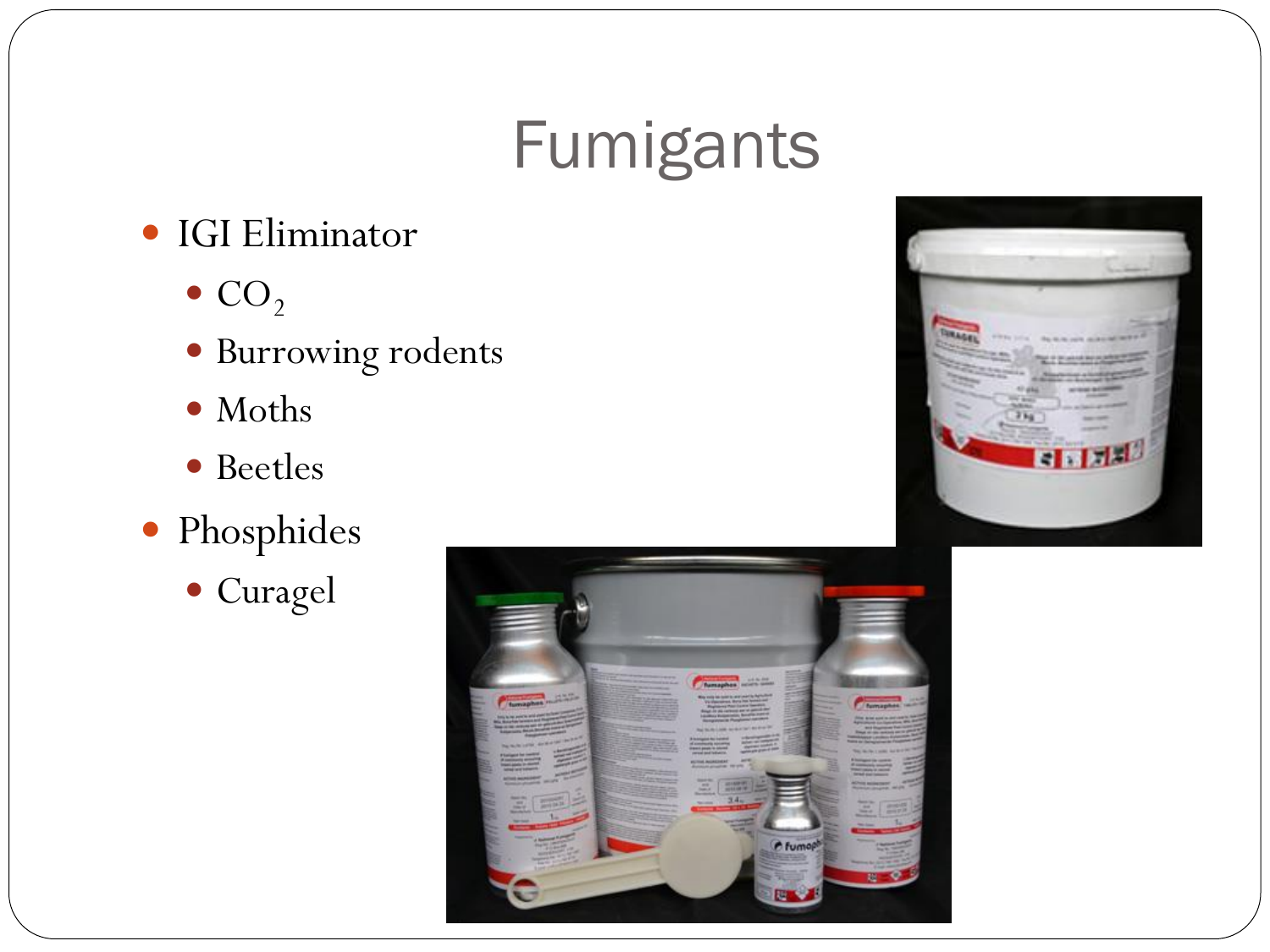# Fumigants

- IGI Eliminator
  - $CO_2$
  - Burrowing rodents
  - Moths
  - Beetles
- Phosphides
  - Curagel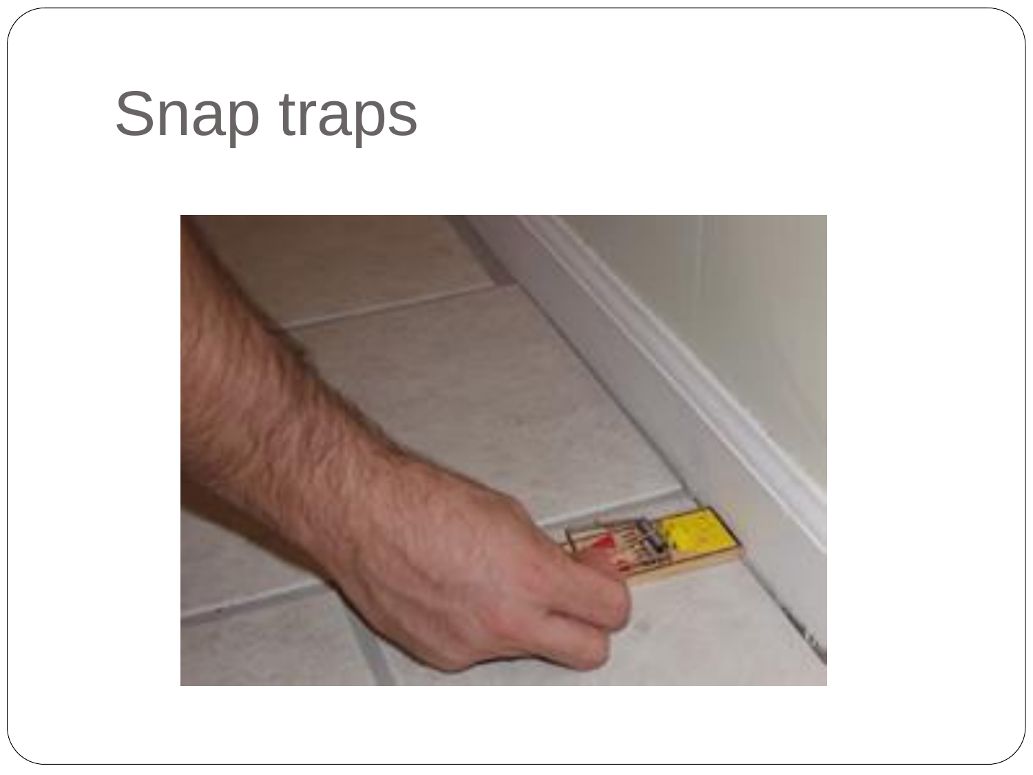# Snap traps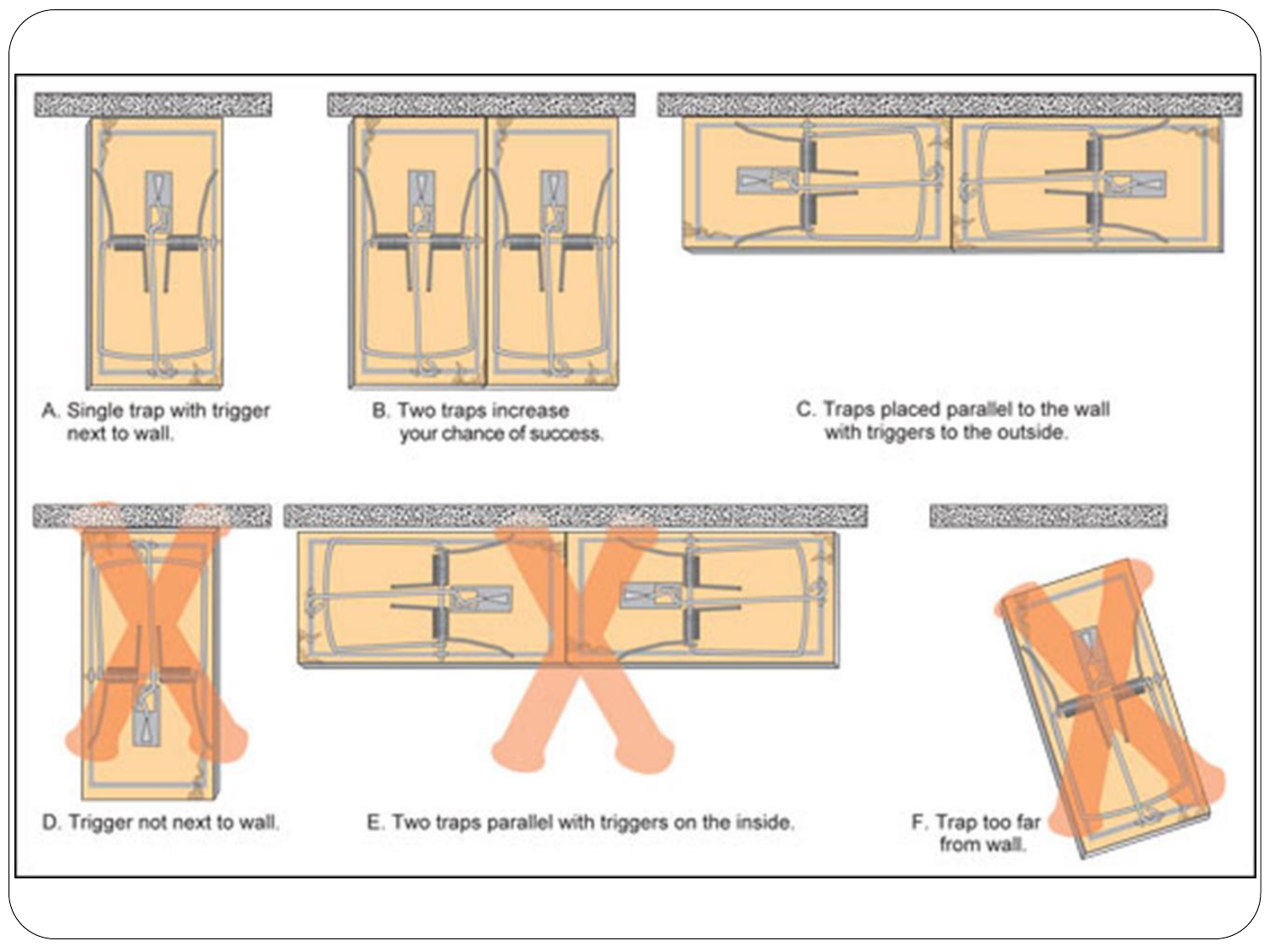A. Single trap with trigger next to wall.

B. Two traps increase your chance of success.

C. Traps placed parallel to the wall with triggers to the outside.

D. Trigger not next to wall.

E. Two traps parallel with triggers on the inside.

F. Trap too far from wall.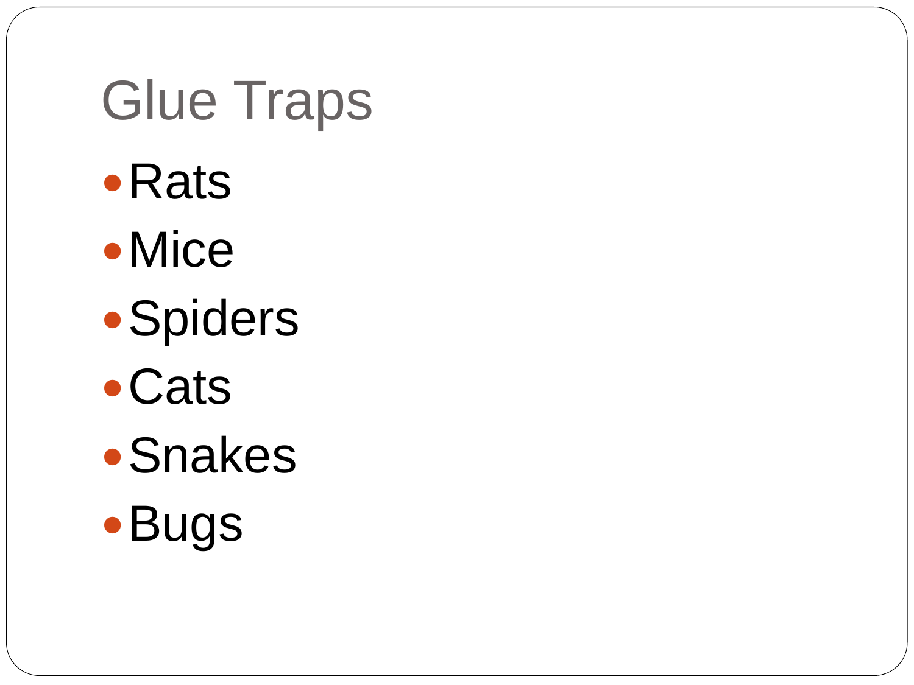# Glue Traps

- Rats
- Mice
- Spiders
- Cats
- Snakes
- Bugs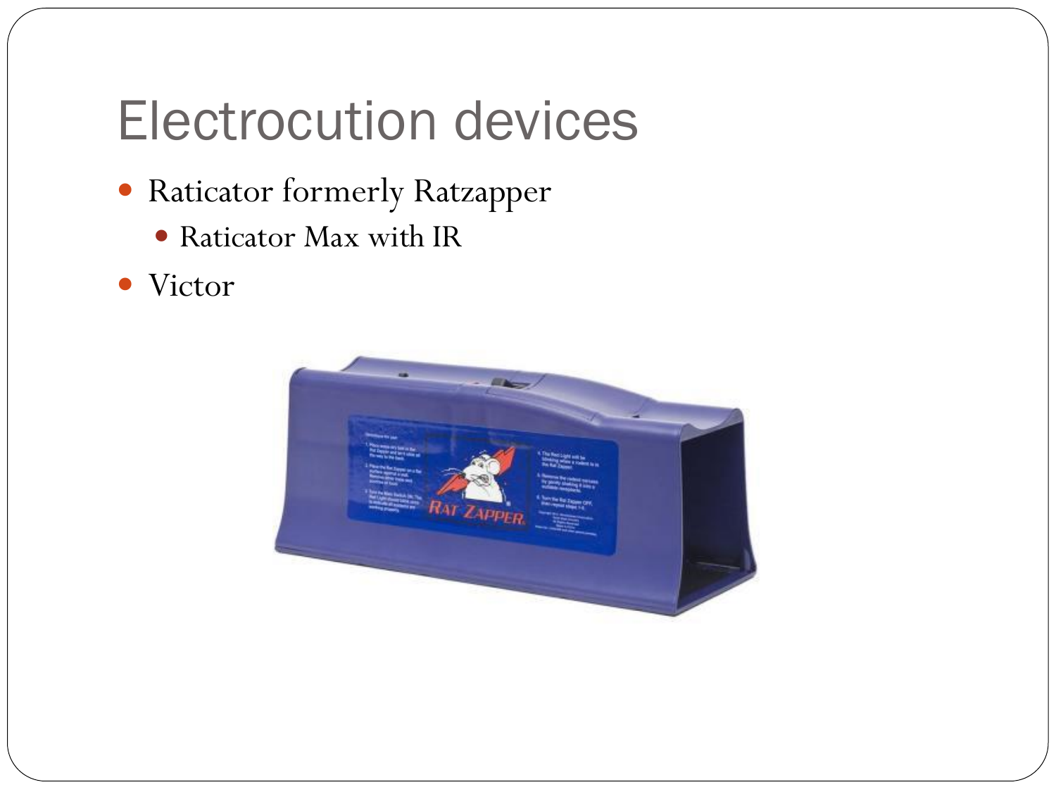# Electrocution devices

- Raticator formerly Ratzapper
  - Raticator Max with IR
- Victor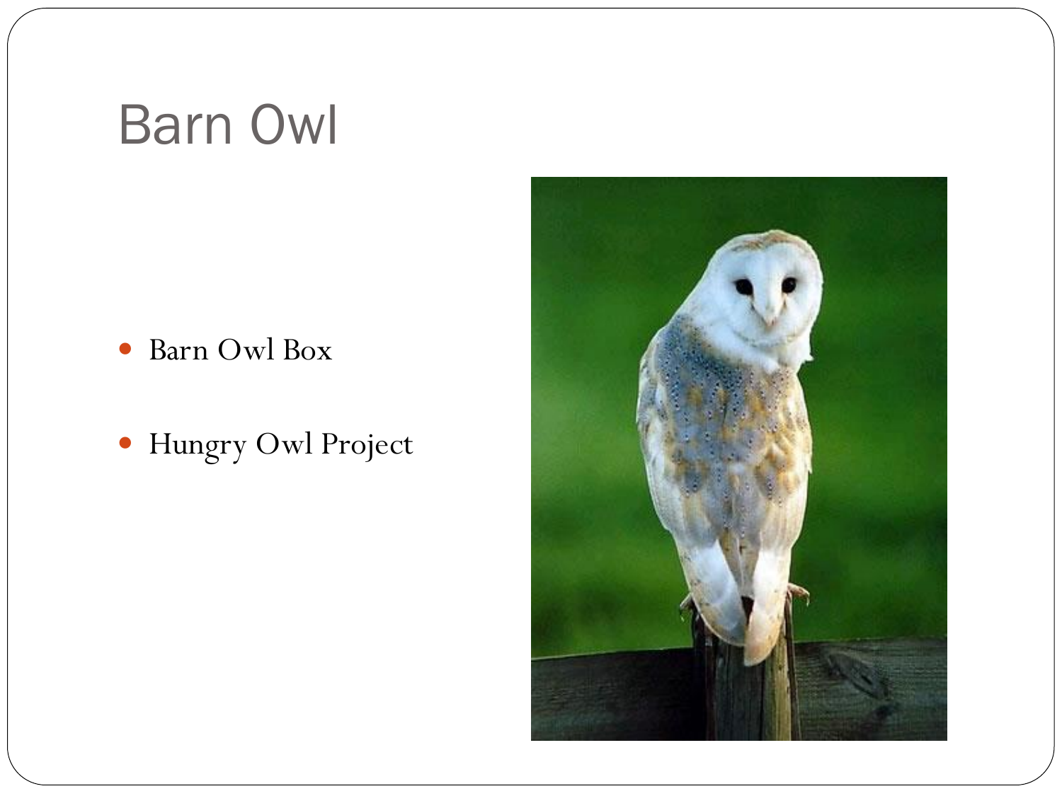# Barn Owl

- Barn Owl Box
- Hungry Owl Project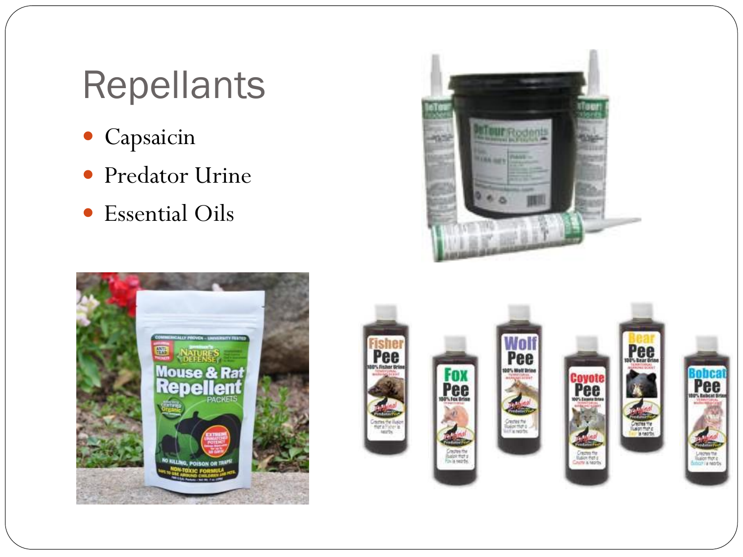# Repellants

- Capsaicin
- Predator Urine
- Essential Oils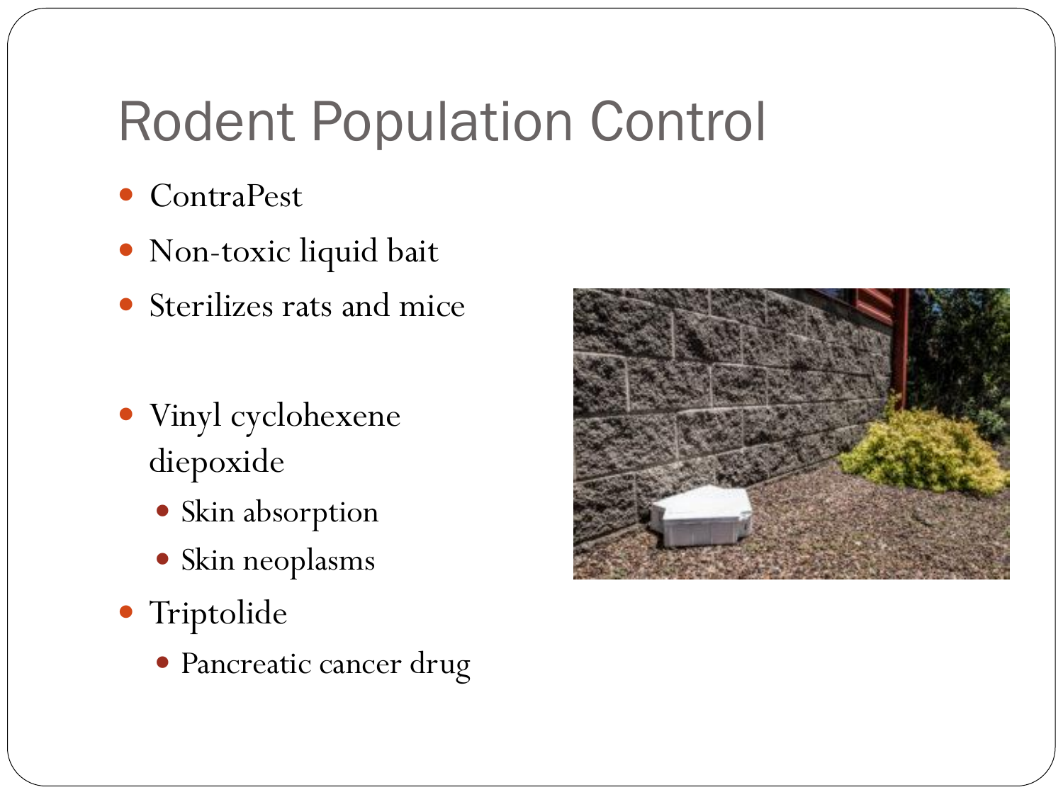# Rodent Population Control

- ContraPest
- Non-toxic liquid bait
- Sterilizes rats and mice

- Vinyl cyclohexene diepoxide
  - Skin absorption
  - Skin neoplasms
- Triptolide
  - Pancreatic cancer drug